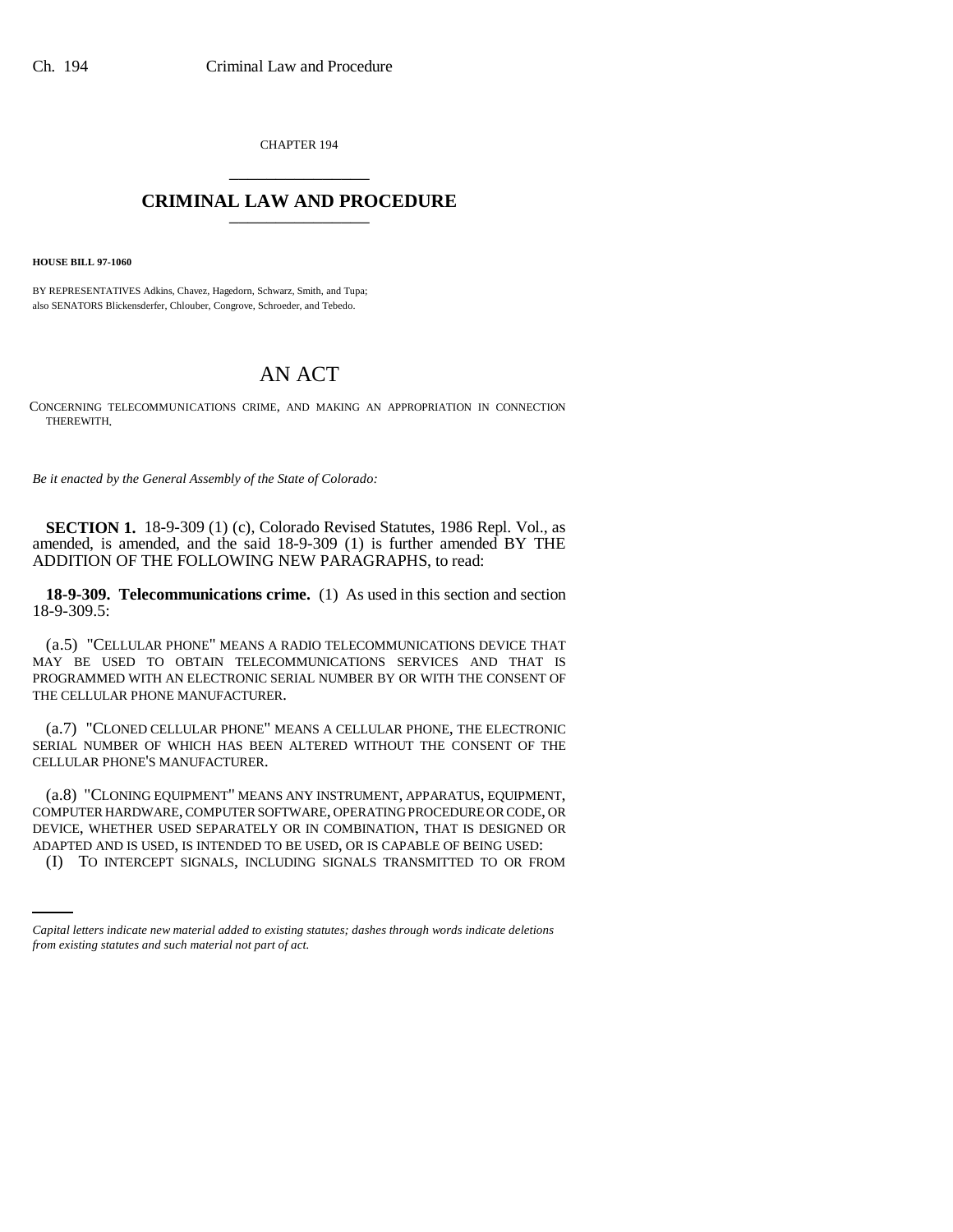CHAPTER 194

# CRIMINAL LAW AND PROCEDURE

**HOUSE BILL 97-1060**

BY REPRESENTATIVES Adkins, Chavez, Hagedorn, Schwarz, Smith, and Tupa; also SENATORS Blickensderfer, Chlouber, Congrove, Schroeder, and Tebedo.

# AN ACT

CONCERNING TELECOMMUNICATIONS CRIME, AND MAKING AN APPROPRIATION IN CONNECTION THEREWITH.

*Be it enacted by the General Assembly of the State of Colorado:*

**SECTION 1.** 18-9-309 (1) (c), Colorado Revised Statutes, 1986 Repl. Vol., as amended, is amended, and the said 18-9-309 (1) is further amended BY THE ADDITION OF THE FOLLOWING NEW PARAGRAPHS, to read:

**18-9-309. Telecommunications crime.** (1) As used in this section and section 18-9-309.5:

(a.5) "CELLULAR PHONE" MEANS A RADIO TELECOMMUNICATIONS DEVICE THAT MAY BE USED TO OBTAIN TELECOMMUNICATIONS SERVICES AND THAT IS PROGRAMMED WITH AN ELECTRONIC SERIAL NUMBER BY OR WITH THE CONSENT OF THE CELLULAR PHONE MANUFACTURER.

(a.7) "CLONED CELLULAR PHONE" MEANS A CELLULAR PHONE, THE ELECTRONIC SERIAL NUMBER OF WHICH HAS BEEN ALTERED WITHOUT THE CONSENT OF THE CELLULAR PHONE'S MANUFACTURER.

(a.8) "CLONING EQUIPMENT" MEANS ANY INSTRUMENT, APPARATUS, EQUIPMENT, COMPUTER HARDWARE, COMPUTER SOFTWARE, OPERATING PROCEDURE OR CODE, OR DEVICE, WHETHER USED SEPARATELY OR IN COMBINATION, THAT IS DESIGNED OR ADAPTED AND IS USED, IS INTENDED TO BE USED, OR IS CAPABLE OF BEING USED:

(I) TO INTERCEPT SIGNALS, INCLUDING SIGNALS TRANSMITTED TO OR FROM

*Capital letters indicate new material added to existing statutes; dashes through words indicate deletions from existing statutes and such material not part of act.*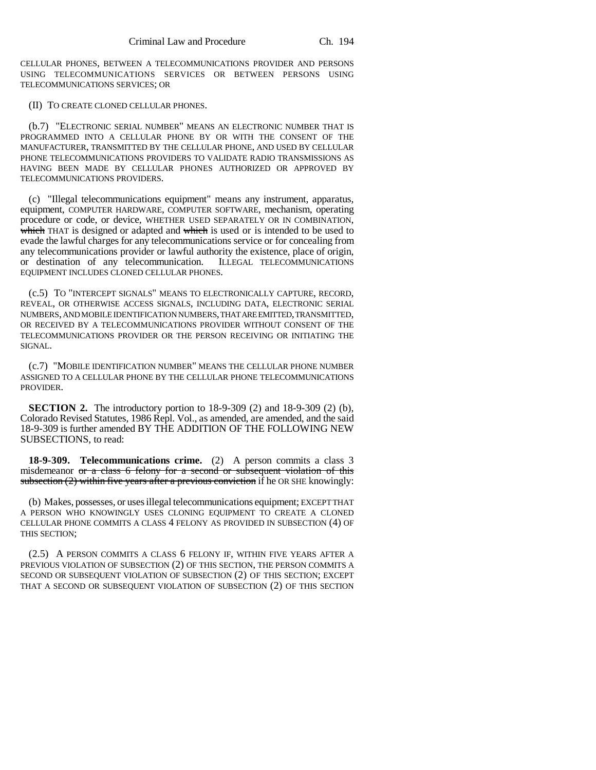CELLULAR PHONES, BETWEEN A TELECOMMUNICATIONS PROVIDER AND PERSONS USING TELECOMMUNICATIONS SERVICES OR BETWEEN PERSONS USING TELECOMMUNICATIONS SERVICES; OR

(II) TO CREATE CLONED CELLULAR PHONES.

(b.7) "ELECTRONIC SERIAL NUMBER" MEANS AN ELECTRONIC NUMBER THAT IS PROGRAMMED INTO A CELLULAR PHONE BY OR WITH THE CONSENT OF THE MANUFACTURER, TRANSMITTED BY THE CELLULAR PHONE, AND USED BY CELLULAR PHONE TELECOMMUNICATIONS PROVIDERS TO VALIDATE RADIO TRANSMISSIONS AS HAVING BEEN MADE BY CELLULAR PHONES AUTHORIZED OR APPROVED BY TELECOMMUNICATIONS PROVIDERS.

(c) "Illegal telecommunications equipment" means any instrument, apparatus, equipment, COMPUTER HARDWARE, COMPUTER SOFTWARE, mechanism, operating procedure or code, or device, WHETHER USED SEPARATELY OR IN COMBINATION, ~~which~~ THAT is designed or adapted and ~~which~~ is used or is intended to be used to evade the lawful charges for any telecommunications service or for concealing from any telecommunications provider or lawful authority the existence, place of origin, or destination of any telecommunication. ILLEGAL TELECOMMUNICATIONS EQUIPMENT INCLUDES CLONED CELLULAR PHONES.

(c.5) TO "INTERCEPT SIGNALS" MEANS TO ELECTRONICALLY CAPTURE, RECORD, REVEAL, OR OTHERWISE ACCESS SIGNALS, INCLUDING DATA, ELECTRONIC SERIAL NUMBERS, AND MOBILE IDENTIFICATION NUMBERS, THAT ARE EMITTED, TRANSMITTED, OR RECEIVED BY A TELECOMMUNICATIONS PROVIDER WITHOUT CONSENT OF THE TELECOMMUNICATIONS PROVIDER OR THE PERSON RECEIVING OR INITIATING THE SIGNAL.

(c.7) "MOBILE IDENTIFICATION NUMBER" MEANS THE CELLULAR PHONE NUMBER ASSIGNED TO A CELLULAR PHONE BY THE CELLULAR PHONE TELECOMMUNICATIONS PROVIDER.

**SECTION 2.** The introductory portion to 18-9-309 (2) and 18-9-309 (2) (b), Colorado Revised Statutes, 1986 Repl. Vol., as amended, are amended, and the said 18-9-309 is further amended BY THE ADDITION OF THE FOLLOWING NEW SUBSECTIONS, to read:

**18-9-309. Telecommunications crime.** (2) A person commits a class 3 misdemeanor ~~or a class 6 felony for a second or subsequent violation of this subsection (2) within five years after a previous conviction~~ if he OR SHE knowingly:

(b) Makes, possesses, or uses illegal telecommunications equipment; EXCEPT THAT A PERSON WHO KNOWINGLY USES CLONING EQUIPMENT TO CREATE A CLONED CELLULAR PHONE COMMITS A CLASS 4 FELONY AS PROVIDED IN SUBSECTION (4) OF THIS SECTION;

(2.5) A PERSON COMMITS A CLASS 6 FELONY IF, WITHIN FIVE YEARS AFTER A PREVIOUS VIOLATION OF SUBSECTION (2) OF THIS SECTION, THE PERSON COMMITS A SECOND OR SUBSEQUENT VIOLATION OF SUBSECTION (2) OF THIS SECTION; EXCEPT THAT A SECOND OR SUBSEQUENT VIOLATION OF SUBSECTION (2) OF THIS SECTION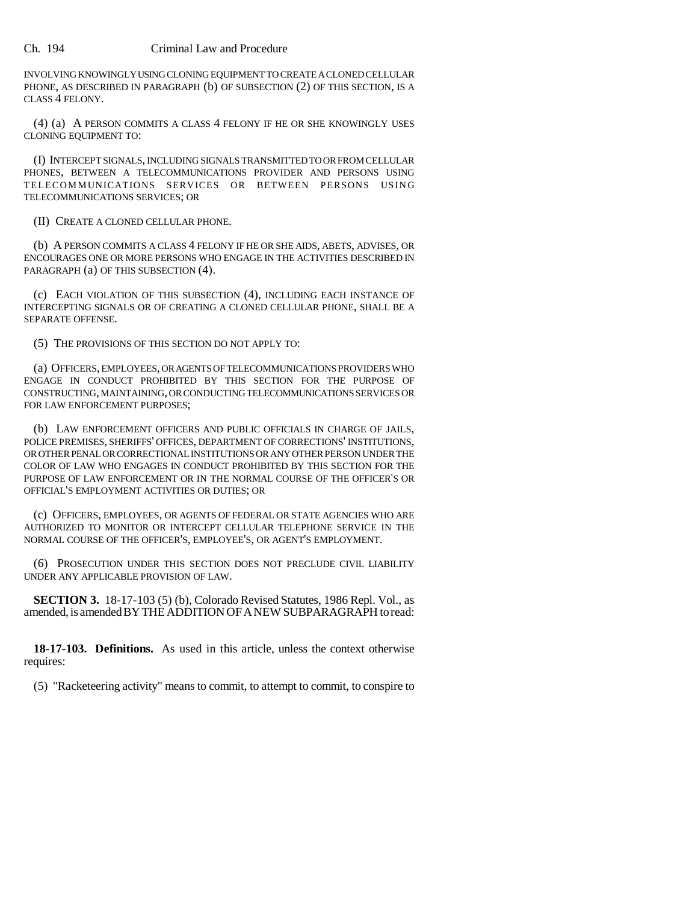INVOLVING KNOWINGLY USING CLONING EQUIPMENT TO CREATE A CLONED CELLULAR PHONE, AS DESCRIBED IN PARAGRAPH (b) OF SUBSECTION (2) OF THIS SECTION, IS A CLASS 4 FELONY.

(4) (a) A PERSON COMMITS A CLASS 4 FELONY IF HE OR SHE KNOWINGLY USES CLONING EQUIPMENT TO:

(I) INTERCEPT SIGNALS, INCLUDING SIGNALS TRANSMITTED TO OR FROM CELLULAR PHONES, BETWEEN A TELECOMMUNICATIONS PROVIDER AND PERSONS USING TELECOMMUNICATIONS SERVICES OR BETWEEN PERSONS USING TELECOMMUNICATIONS SERVICES; OR

(II) CREATE A CLONED CELLULAR PHONE.

(b) A PERSON COMMITS A CLASS 4 FELONY IF HE OR SHE AIDS, ABETS, ADVISES, OR ENCOURAGES ONE OR MORE PERSONS WHO ENGAGE IN THE ACTIVITIES DESCRIBED IN PARAGRAPH (a) OF THIS SUBSECTION (4).

(c) EACH VIOLATION OF THIS SUBSECTION (4), INCLUDING EACH INSTANCE OF INTERCEPTING SIGNALS OR OF CREATING A CLONED CELLULAR PHONE, SHALL BE A SEPARATE OFFENSE.

(5) THE PROVISIONS OF THIS SECTION DO NOT APPLY TO:

(a) OFFICERS, EMPLOYEES, OR AGENTS OF TELECOMMUNICATIONS PROVIDERS WHO ENGAGE IN CONDUCT PROHIBITED BY THIS SECTION FOR THE PURPOSE OF CONSTRUCTING, MAINTAINING, OR CONDUCTING TELECOMMUNICATIONS SERVICES OR FOR LAW ENFORCEMENT PURPOSES;

(b) LAW ENFORCEMENT OFFICERS AND PUBLIC OFFICIALS IN CHARGE OF JAILS, POLICE PREMISES, SHERIFFS' OFFICES, DEPARTMENT OF CORRECTIONS' INSTITUTIONS, OR OTHER PENAL OR CORRECTIONAL INSTITUTIONS OR ANY OTHER PERSON UNDER THE COLOR OF LAW WHO ENGAGES IN CONDUCT PROHIBITED BY THIS SECTION FOR THE PURPOSE OF LAW ENFORCEMENT OR IN THE NORMAL COURSE OF THE OFFICER'S OR OFFICIAL'S EMPLOYMENT ACTIVITIES OR DUTIES; OR

(c) OFFICERS, EMPLOYEES, OR AGENTS OF FEDERAL OR STATE AGENCIES WHO ARE AUTHORIZED TO MONITOR OR INTERCEPT CELLULAR TELEPHONE SERVICE IN THE NORMAL COURSE OF THE OFFICER'S, EMPLOYEE'S, OR AGENT'S EMPLOYMENT.

(6) PROSECUTION UNDER THIS SECTION DOES NOT PRECLUDE CIVIL LIABILITY UNDER ANY APPLICABLE PROVISION OF LAW.

**SECTION 3.** 18-17-103 (5) (b), Colorado Revised Statutes, 1986 Repl. Vol., as amended, is amended BY THE ADDITION OF A NEW SUBPARAGRAPH to read:

**18-17-103. Definitions.** As used in this article, unless the context otherwise requires:

(5) "Racketeering activity" means to commit, to attempt to commit, to conspire to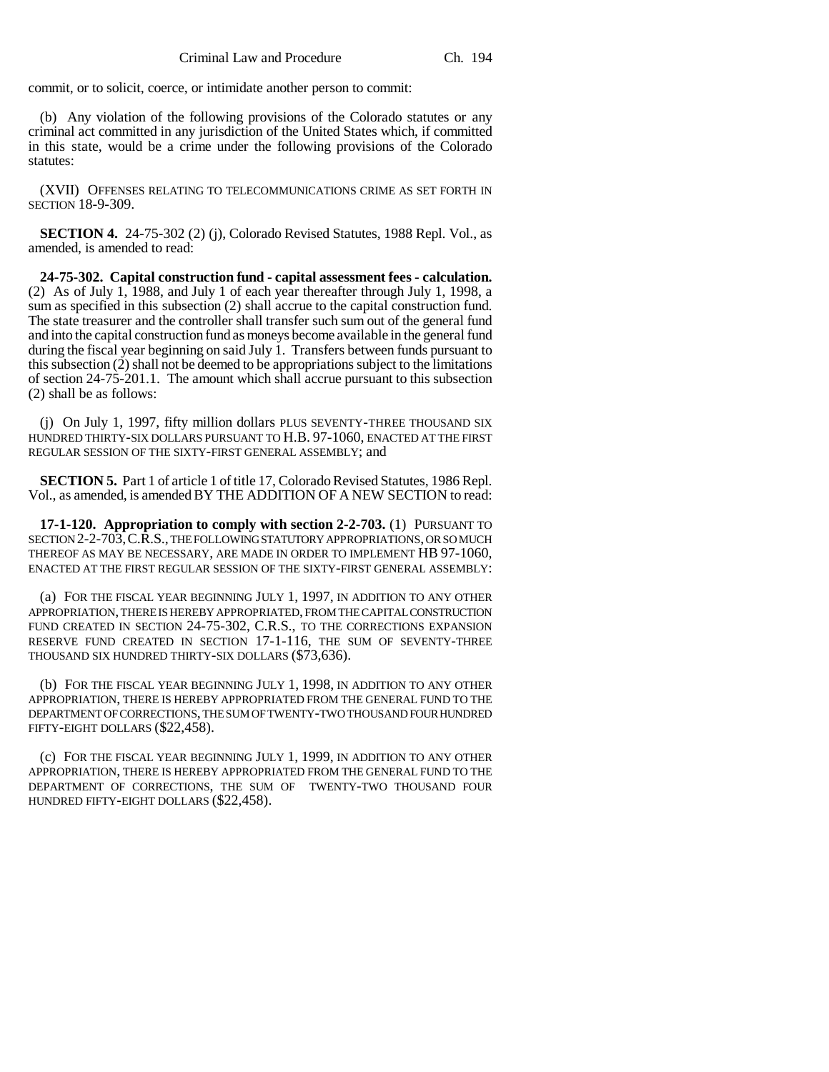commit, or to solicit, coerce, or intimidate another person to commit:

(b) Any violation of the following provisions of the Colorado statutes or any criminal act committed in any jurisdiction of the United States which, if committed in this state, would be a crime under the following provisions of the Colorado statutes:

(XVII) OFFENSES RELATING TO TELECOMMUNICATIONS CRIME AS SET FORTH IN SECTION 18-9-309.

**SECTION 4.** 24-75-302 (2) (j), Colorado Revised Statutes, 1988 Repl. Vol., as amended, is amended to read:

**24-75-302. Capital construction fund - capital assessment fees - calculation.** (2) As of July 1, 1988, and July 1 of each year thereafter through July 1, 1998, a sum as specified in this subsection (2) shall accrue to the capital construction fund. The state treasurer and the controller shall transfer such sum out of the general fund and into the capital construction fund as moneys become available in the general fund during the fiscal year beginning on said July 1. Transfers between funds pursuant to this subsection (2) shall not be deemed to be appropriations subject to the limitations of section 24-75-201.1. The amount which shall accrue pursuant to this subsection (2) shall be as follows:

(j) On July 1, 1997, fifty million dollars PLUS SEVENTY-THREE THOUSAND SIX HUNDRED THIRTY-SIX DOLLARS PURSUANT TO H.B. 97-1060, ENACTED AT THE FIRST REGULAR SESSION OF THE SIXTY-FIRST GENERAL ASSEMBLY; and

**SECTION 5.** Part 1 of article 1 of title 17, Colorado Revised Statutes, 1986 Repl. Vol., as amended, is amended BY THE ADDITION OF A NEW SECTION to read:

**17-1-120. Appropriation to comply with section 2-2-703.** (1) PURSUANT TO SECTION 2-2-703, C.R.S., THE FOLLOWING STATUTORY APPROPRIATIONS, OR SO MUCH THEREOF AS MAY BE NECESSARY, ARE MADE IN ORDER TO IMPLEMENT HB 97-1060, ENACTED AT THE FIRST REGULAR SESSION OF THE SIXTY-FIRST GENERAL ASSEMBLY:

(a) FOR THE FISCAL YEAR BEGINNING JULY 1, 1997, IN ADDITION TO ANY OTHER APPROPRIATION, THERE IS HEREBY APPROPRIATED, FROM THE CAPITAL CONSTRUCTION FUND CREATED IN SECTION 24-75-302, C.R.S., TO THE CORRECTIONS EXPANSION RESERVE FUND CREATED IN SECTION 17-1-116, THE SUM OF SEVENTY-THREE THOUSAND SIX HUNDRED THIRTY-SIX DOLLARS ($73,636).

(b) FOR THE FISCAL YEAR BEGINNING JULY 1, 1998, IN ADDITION TO ANY OTHER APPROPRIATION, THERE IS HEREBY APPROPRIATED FROM THE GENERAL FUND TO THE DEPARTMENT OF CORRECTIONS, THE SUM OF TWENTY-TWO THOUSAND FOUR HUNDRED FIFTY-EIGHT DOLLARS ($22,458).

(c) FOR THE FISCAL YEAR BEGINNING JULY 1, 1999, IN ADDITION TO ANY OTHER APPROPRIATION, THERE IS HEREBY APPROPRIATED FROM THE GENERAL FUND TO THE DEPARTMENT OF CORRECTIONS, THE SUM OF TWENTY-TWO THOUSAND FOUR HUNDRED FIFTY-EIGHT DOLLARS ($22,458).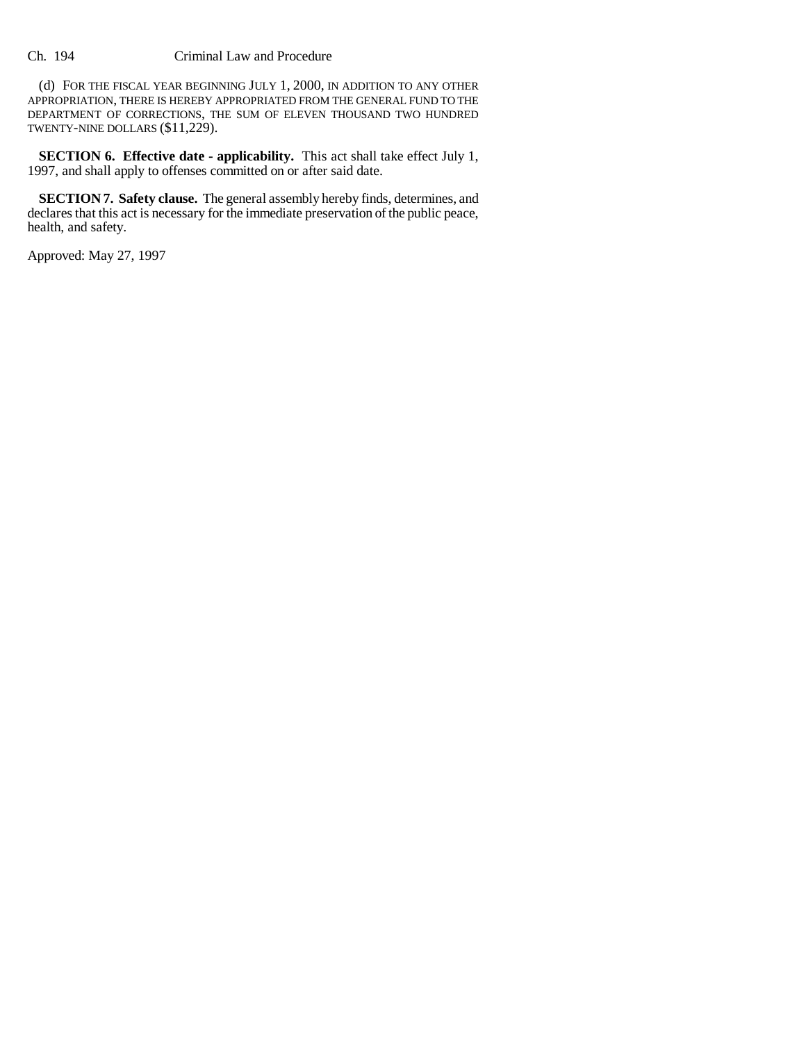(d) FOR THE FISCAL YEAR BEGINNING JULY 1, 2000, IN ADDITION TO ANY OTHER APPROPRIATION, THERE IS HEREBY APPROPRIATED FROM THE GENERAL FUND TO THE DEPARTMENT OF CORRECTIONS, THE SUM OF ELEVEN THOUSAND TWO HUNDRED TWENTY-NINE DOLLARS ($11,229).

**SECTION 6. Effective date - applicability.** This act shall take effect July 1, 1997, and shall apply to offenses committed on or after said date.

**SECTION 7. Safety clause.** The general assembly hereby finds, determines, and declares that this act is necessary for the immediate preservation of the public peace, health, and safety.

Approved: May 27, 1997